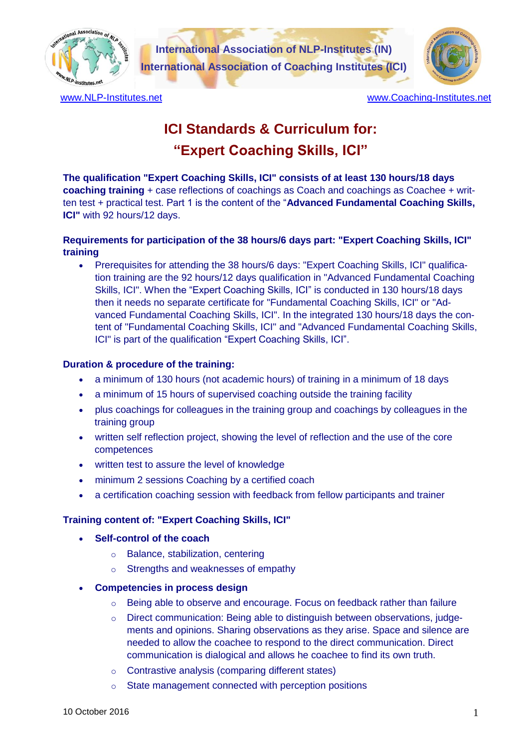International Association of NLP-Institutes (IN)
International Association of Coaching Institutes (ICI)

www.NLP-Institutes.net www.Coaching-Institutes.net

# ICI Standards & Curriculum for: "Expert Coaching Skills, ICI"

**The qualification "Expert Coaching Skills, ICI" consists of at least 130 hours/18 days coaching training** + case reflections of coachings as Coach and coachings as Coachee + written test + practical test. Part 1 is the content of the "**Advanced Fundamental Coaching Skills, ICI"** with 92 hours/12 days.

**Requirements for participation of the 38 hours/6 days part: "Expert Coaching Skills, ICI" training**

- Prerequisites for attending the 38 hours/6 days: "Expert Coaching Skills, ICI" qualification training are the 92 hours/12 days qualification in "Advanced Fundamental Coaching Skills, ICI". When the "Expert Coaching Skills, ICI" is conducted in 130 hours/18 days then it needs no separate certificate for "Fundamental Coaching Skills, ICI" or "Advanced Fundamental Coaching Skills, ICI". In the integrated 130 hours/18 days the content of "Fundamental Coaching Skills, ICI" and "Advanced Fundamental Coaching Skills, ICI" is part of the qualification "Expert Coaching Skills, ICI".

**Duration & procedure of the training:**

- a minimum of 130 hours (not academic hours) of training in a minimum of 18 days
- a minimum of 15 hours of supervised coaching outside the training facility
- plus coachings for colleagues in the training group and coachings by colleagues in the training group
- written self reflection project, showing the level of reflection and the use of the core competences
- written test to assure the level of knowledge
- minimum 2 sessions Coaching by a certified coach
- a certification coaching session with feedback from fellow participants and trainer

**Training content of: "Expert Coaching Skills, ICI"**

- **Self-control of the coach**
  - Balance, stabilization, centering
  - Strengths and weaknesses of empathy
- **Competencies in process design**
  - Being able to observe and encourage. Focus on feedback rather than failure
  - Direct communication: Being able to distinguish between observations, judgements and opinions. Sharing observations as they arise. Space and silence are needed to allow the coachee to respond to the direct communication. Direct communication is dialogical and allows he coachee to find its own truth.
  - Contrastive analysis (comparing different states)
  - State management connected with perception positions

10 October 2016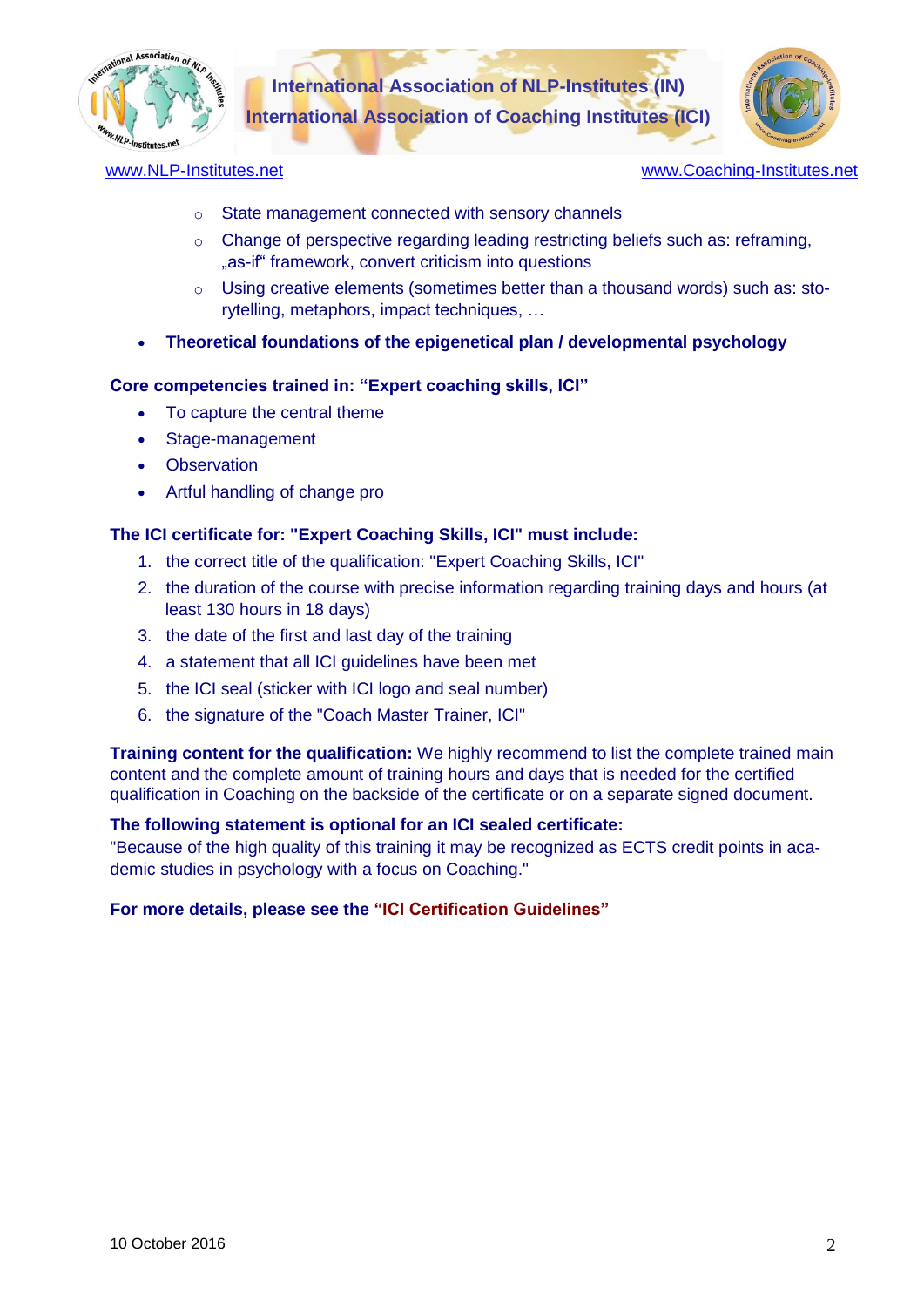- State management connected with sensory channels
- Change of perspective regarding leading restricting beliefs such as: reframing, „as-if“ framework, convert criticism into questions
- Using creative elements (sometimes better than a thousand words) such as: storytelling, metaphors, impact techniques, …

- **Theoretical foundations of the epigenetical plan / developmental psychology**

**Core competencies trained in: “Expert coaching skills, ICI”**

- To capture the central theme
- Stage-management
- Observation
- Artful handling of change pro

**The ICI certificate for: "Expert Coaching Skills, ICI" must include:**

1. the correct title of the qualification: "Expert Coaching Skills, ICI"
2. the duration of the course with precise information regarding training days and hours (at least 130 hours in 18 days)
3. the date of the first and last day of the training
4. a statement that all ICI guidelines have been met
5. the ICI seal (sticker with ICI logo and seal number)
6. the signature of the "Coach Master Trainer, ICI"

**Training content for the qualification:** We highly recommend to list the complete trained main content and the complete amount of training hours and days that is needed for the certified qualification in Coaching on the backside of the certificate or on a separate signed document.

**The following statement is optional for an ICI sealed certificate:**
"Because of the high quality of this training it may be recognized as ECTS credit points in academic studies in psychology with a focus on Coaching."

**For more details, please see the “ICI Certification Guidelines”**

10 October 2016